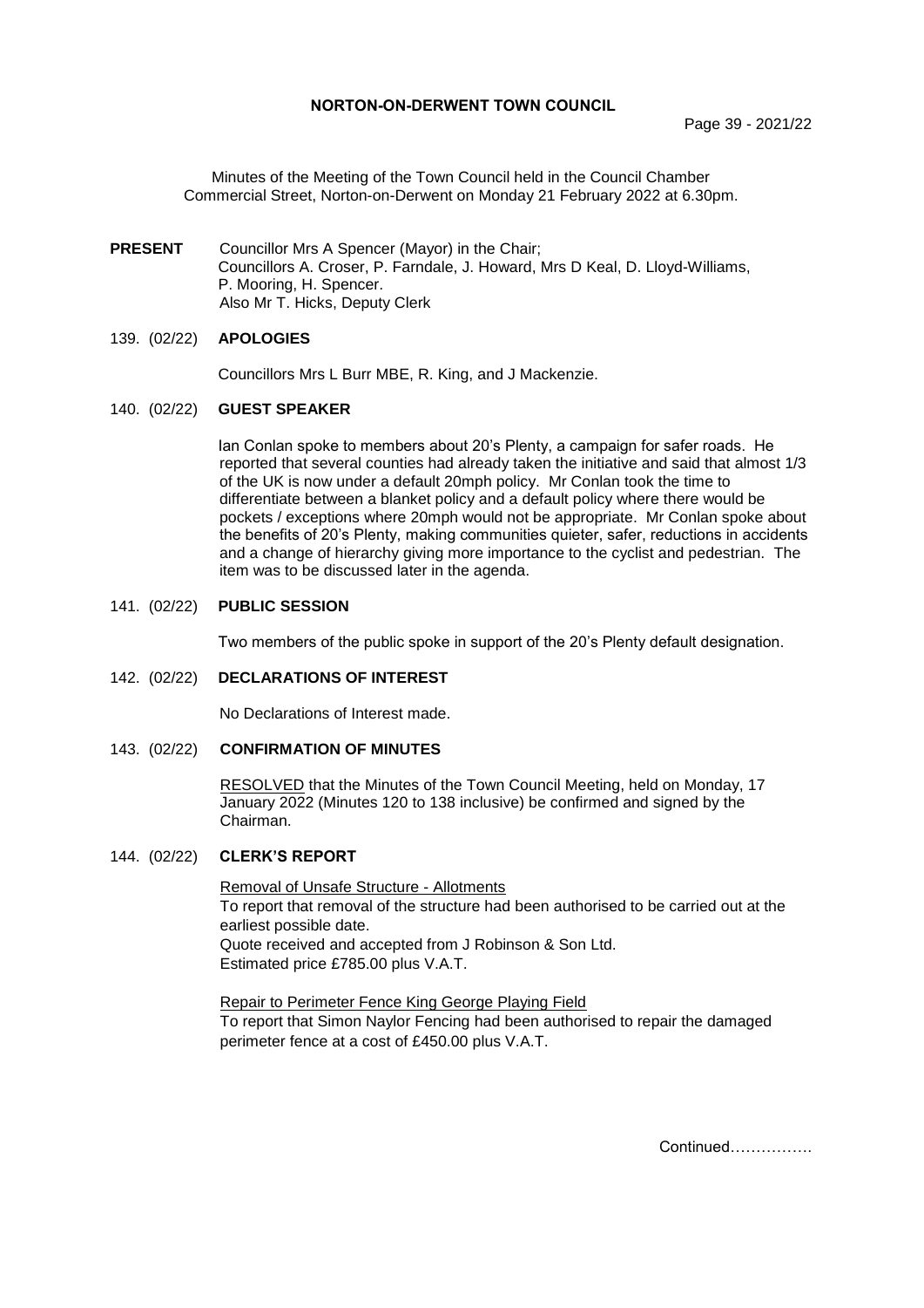**NORTON-ON-DERWENT TOWN COUNCIL**

Minutes of the Meeting of the Town Council held in the Council Chamber Commercial Street, Norton-on-Derwent on Monday 21 February 2022 at 6.30pm.

**PRESENT** Councillor Mrs A Spencer (Mayor) in the Chair;
Councillors A. Croser, P. Farndale, J. Howard, Mrs D Keal, D. Lloyd-Williams, P. Mooring, H. Spencer.
Also Mr T. Hicks, Deputy Clerk

## 139. (02/22) APOLOGIES

Councillors Mrs L Burr MBE, R. King, and J Mackenzie.

## 140. (02/22) GUEST SPEAKER

Ian Conlan spoke to members about 20's Plenty, a campaign for safer roads. He reported that several counties had already taken the initiative and said that almost 1/3 of the UK is now under a default 20mph policy. Mr Conlan took the time to differentiate between a blanket policy and a default policy where there would be pockets / exceptions where 20mph would not be appropriate. Mr Conlan spoke about the benefits of 20's Plenty, making communities quieter, safer, reductions in accidents and a change of hierarchy giving more importance to the cyclist and pedestrian. The item was to be discussed later in the agenda.

## 141. (02/22) PUBLIC SESSION

Two members of the public spoke in support of the 20's Plenty default designation.

## 142. (02/22) DECLARATIONS OF INTEREST

No Declarations of Interest made.

## 143. (02/22) CONFIRMATION OF MINUTES

RESOLVED that the Minutes of the Town Council Meeting, held on Monday, 17 January 2022 (Minutes 120 to 138 inclusive) be confirmed and signed by the Chairman.

## 144. (02/22) CLERK'S REPORT

Removal of Unsafe Structure - Allotments
To report that removal of the structure had been authorised to be carried out at the earliest possible date.
Quote received and accepted from J Robinson & Son Ltd.
Estimated price £785.00 plus V.A.T.

Repair to Perimeter Fence King George Playing Field
To report that Simon Naylor Fencing had been authorised to repair the damaged perimeter fence at a cost of £450.00 plus V.A.T.

Continued…………….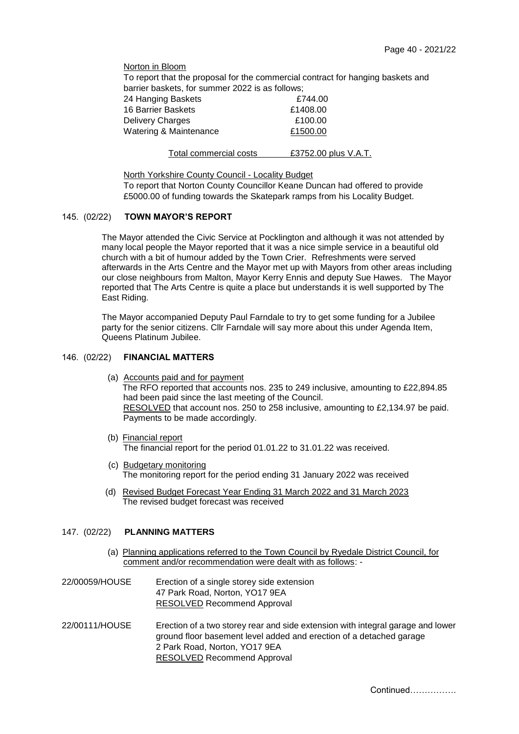Norton in Bloom

To report that the proposal for the commercial contract for hanging baskets and barrier baskets, for summer 2022 is as follows;

| | |
|---|---|
| 24 Hanging Baskets | £744.00 |
| 16 Barrier Baskets | £1408.00 |
| Delivery Charges | £100.00 |
| Watering & Maintenance | £1500.00 |
| Total commercial costs | £3752.00 plus V.A.T. |

North Yorkshire County Council - Locality Budget

To report that Norton County Councillor Keane Duncan had offered to provide £5000.00 of funding towards the Skatepark ramps from his Locality Budget.

## 145. (02/22) **TOWN MAYOR'S REPORT**

The Mayor attended the Civic Service at Pocklington and although it was not attended by many local people the Mayor reported that it was a nice simple service in a beautiful old church with a bit of humour added by the Town Crier. Refreshments were served afterwards in the Arts Centre and the Mayor met up with Mayors from other areas including our close neighbours from Malton, Mayor Kerry Ennis and deputy Sue Hawes. The Mayor reported that The Arts Centre is quite a place but understands it is well supported by The East Riding.

The Mayor accompanied Deputy Paul Farndale to try to get some funding for a Jubilee party for the senior citizens. Cllr Farndale will say more about this under Agenda Item, Queens Platinum Jubilee.

## 146. (02/22) **FINANCIAL MATTERS**

(a) Accounts paid and for payment
The RFO reported that accounts nos. 235 to 249 inclusive, amounting to £22,894.85 had been paid since the last meeting of the Council.
RESOLVED that account nos. 250 to 258 inclusive, amounting to £2,134.97 be paid. Payments to be made accordingly.

(b) Financial report
The financial report for the period 01.01.22 to 31.01.22 was received.

(c) Budgetary monitoring
The monitoring report for the period ending 31 January 2022 was received

(d) Revised Budget Forecast Year Ending 31 March 2022 and 31 March 2023
The revised budget forecast was received

## 147. (02/22) **PLANNING MATTERS**

(a) Planning applications referred to the Town Council by Ryedale District Council, for comment and/or recommendation were dealt with as follows: -

22/00059/HOUSE — Erection of a single storey side extension
47 Park Road, Norton, YO17 9EA
RESOLVED Recommend Approval

22/00111/HOUSE — Erection of a two storey rear and side extension with integral garage and lower ground floor basement level added and erection of a detached garage
2 Park Road, Norton, YO17 9EA
RESOLVED Recommend Approval

Continued…………….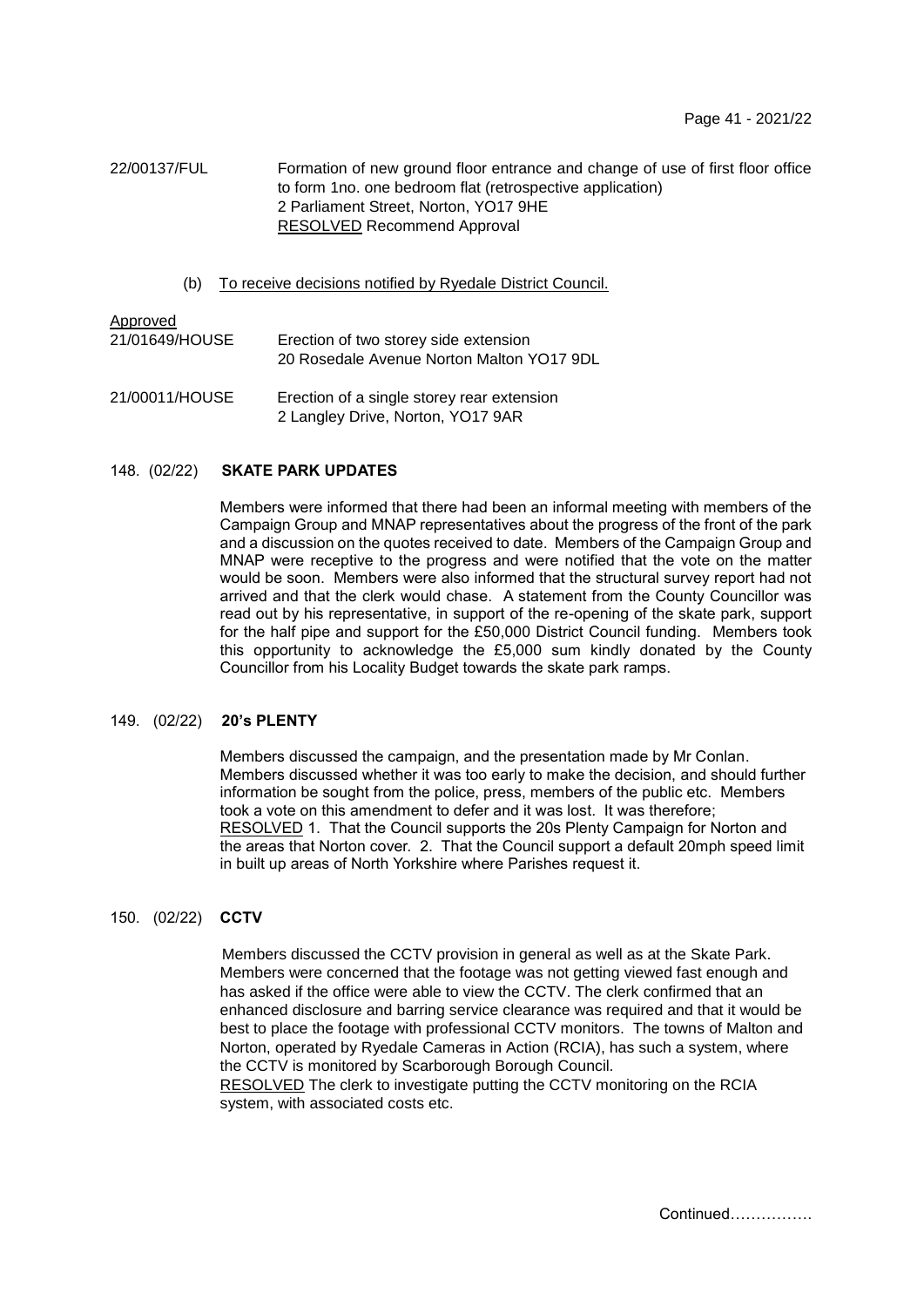22/00137/FUL Formation of new ground floor entrance and change of use of first floor office to form 1no. one bedroom flat (retrospective application)
2 Parliament Street, Norton, YO17 9HE
RESOLVED Recommend Approval

(b) To receive decisions notified by Ryedale District Council.

Approved

21/01649/HOUSE Erection of two storey side extension
20 Rosedale Avenue Norton Malton YO17 9DL

21/00011/HOUSE Erection of a single storey rear extension
2 Langley Drive, Norton, YO17 9AR

## 148. (02/22) SKATE PARK UPDATES

Members were informed that there had been an informal meeting with members of the Campaign Group and MNAP representatives about the progress of the front of the park and a discussion on the quotes received to date. Members of the Campaign Group and MNAP were receptive to the progress and were notified that the vote on the matter would be soon. Members were also informed that the structural survey report had not arrived and that the clerk would chase. A statement from the County Councillor was read out by his representative, in support of the re-opening of the skate park, support for the half pipe and support for the £50,000 District Council funding. Members took this opportunity to acknowledge the £5,000 sum kindly donated by the County Councillor from his Locality Budget towards the skate park ramps.

## 149. (02/22) 20's PLENTY

Members discussed the campaign, and the presentation made by Mr Conlan. Members discussed whether it was too early to make the decision, and should further information be sought from the police, press, members of the public etc. Members took a vote on this amendment to defer and it was lost. It was therefore;
RESOLVED 1. That the Council supports the 20s Plenty Campaign for Norton and the areas that Norton cover. 2. That the Council support a default 20mph speed limit in built up areas of North Yorkshire where Parishes request it.

## 150. (02/22) CCTV

Members discussed the CCTV provision in general as well as at the Skate Park. Members were concerned that the footage was not getting viewed fast enough and has asked if the office were able to view the CCTV. The clerk confirmed that an enhanced disclosure and barring service clearance was required and that it would be best to place the footage with professional CCTV monitors. The towns of Malton and Norton, operated by Ryedale Cameras in Action (RCIA), has such a system, where the CCTV is monitored by Scarborough Borough Council.
RESOLVED The clerk to investigate putting the CCTV monitoring on the RCIA system, with associated costs etc.

Continued…………….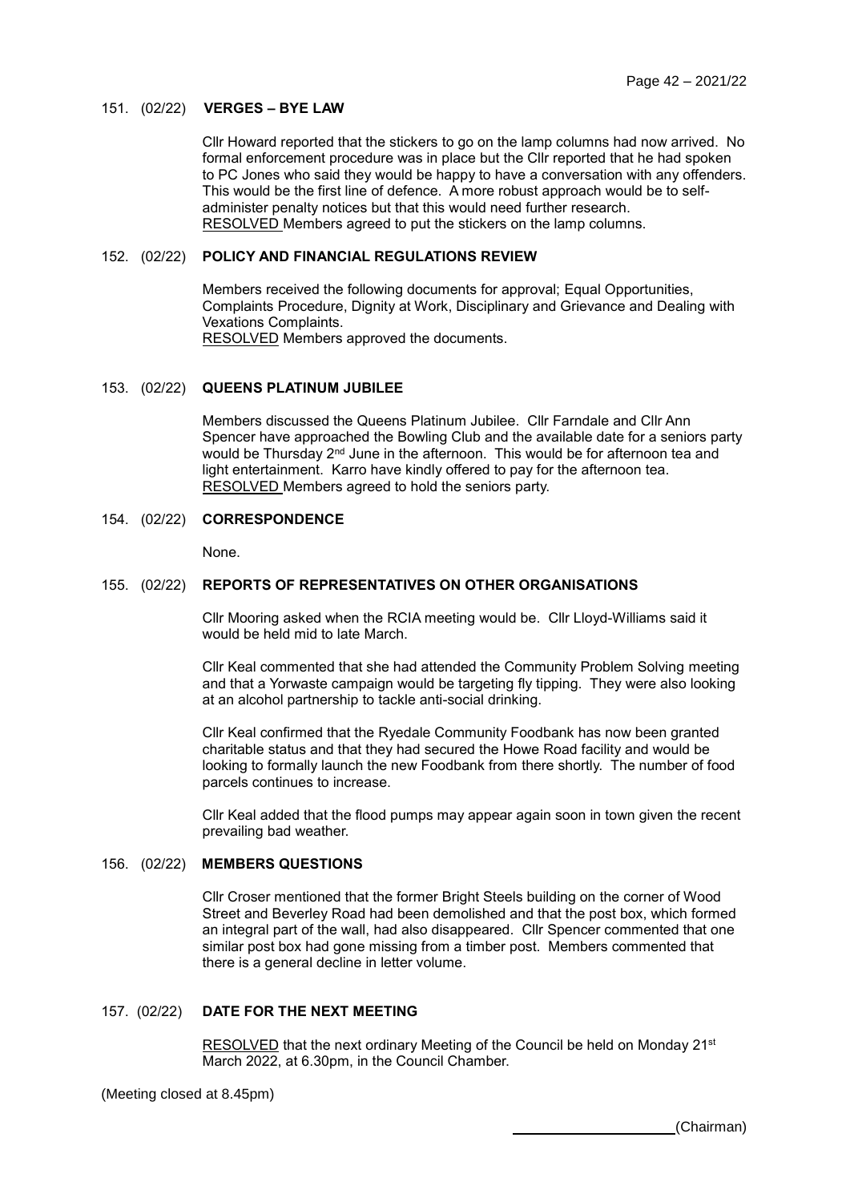### 151. (02/22) VERGES – BYE LAW

Cllr Howard reported that the stickers to go on the lamp columns had now arrived. No formal enforcement procedure was in place but the Cllr reported that he had spoken to PC Jones who said they would be happy to have a conversation with any offenders. This would be the first line of defence. A more robust approach would be to self-administer penalty notices but that this would need further research.
RESOLVED Members agreed to put the stickers on the lamp columns.

### 152. (02/22) POLICY AND FINANCIAL REGULATIONS REVIEW

Members received the following documents for approval; Equal Opportunities, Complaints Procedure, Dignity at Work, Disciplinary and Grievance and Dealing with Vexations Complaints.
RESOLVED Members approved the documents.

### 153. (02/22) QUEENS PLATINUM JUBILEE

Members discussed the Queens Platinum Jubilee. Cllr Farndale and Cllr Ann Spencer have approached the Bowling Club and the available date for a seniors party would be Thursday 2nd June in the afternoon. This would be for afternoon tea and light entertainment. Karro have kindly offered to pay for the afternoon tea.
RESOLVED Members agreed to hold the seniors party.

### 154. (02/22) CORRESPONDENCE

None.

### 155. (02/22) REPORTS OF REPRESENTATIVES ON OTHER ORGANISATIONS

Cllr Mooring asked when the RCIA meeting would be. Cllr Lloyd-Williams said it would be held mid to late March.

Cllr Keal commented that she had attended the Community Problem Solving meeting and that a Yorwaste campaign would be targeting fly tipping. They were also looking at an alcohol partnership to tackle anti-social drinking.

Cllr Keal confirmed that the Ryedale Community Foodbank has now been granted charitable status and that they had secured the Howe Road facility and would be looking to formally launch the new Foodbank from there shortly. The number of food parcels continues to increase.

Cllr Keal added that the flood pumps may appear again soon in town given the recent prevailing bad weather.

### 156. (02/22) MEMBERS QUESTIONS

Cllr Croser mentioned that the former Bright Steels building on the corner of Wood Street and Beverley Road had been demolished and that the post box, which formed an integral part of the wall, had also disappeared. Cllr Spencer commented that one similar post box had gone missing from a timber post. Members commented that there is a general decline in letter volume.

### 157. (02/22) DATE FOR THE NEXT MEETING

RESOLVED that the next ordinary Meeting of the Council be held on Monday 21st March 2022, at 6.30pm, in the Council Chamber.

(Meeting closed at 8.45pm)

____________________(Chairman)